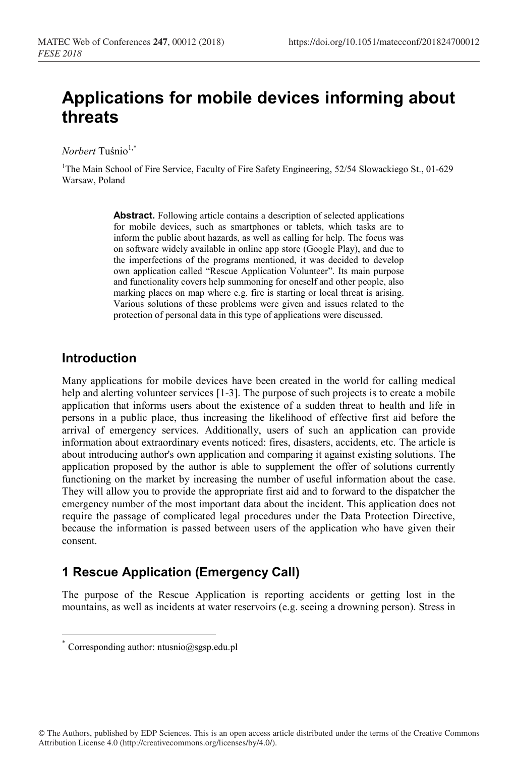# Applications for mobile devices informing about threats

*Norbert* Tuśnio[1,*]

[1]The Main School of Fire Service, Faculty of Fire Safety Engineering, 52/54 Slowackiego St., 01-629 Warsaw, Poland

> **Abstract.** Following article contains a description of selected applications for mobile devices, such as smartphones or tablets, which tasks are to inform the public about hazards, as well as calling for help. The focus was on software widely available in online app store (Google Play), and due to the imperfections of the programs mentioned, it was decided to develop own application called "Rescue Application Volunteer". Its main purpose and functionality covers help summoning for oneself and other people, also marking places on map where e.g. fire is starting or local threat is arising. Various solutions of these problems were given and issues related to the protection of personal data in this type of applications were discussed.

## Introduction

Many applications for mobile devices have been created in the world for calling medical help and alerting volunteer services [1-3]. The purpose of such projects is to create a mobile application that informs users about the existence of a sudden threat to health and life in persons in a public place, thus increasing the likelihood of effective first aid before the arrival of emergency services. Additionally, users of such an application can provide information about extraordinary events noticed: fires, disasters, accidents, etc. The article is about introducing author's own application and comparing it against existing solutions. The application proposed by the author is able to supplement the offer of solutions currently functioning on the market by increasing the number of useful information about the case. They will allow you to provide the appropriate first aid and to forward to the dispatcher the emergency number of the most important data about the incident. This application does not require the passage of complicated legal procedures under the Data Protection Directive, because the information is passed between users of the application who have given their consent.

## 1 Rescue Application (Emergency Call)

The purpose of the Rescue Application is reporting accidents or getting lost in the mountains, as well as incidents at water reservoirs (e.g. seeing a drowning person). Stress in

---

[*] Corresponding author: ntusnio@sgsp.edu.pl

© The Authors, published by EDP Sciences. This is an open access article distributed under the terms of the Creative Commons Attribution License 4.0 (http://creativecommons.org/licenses/by/4.0/).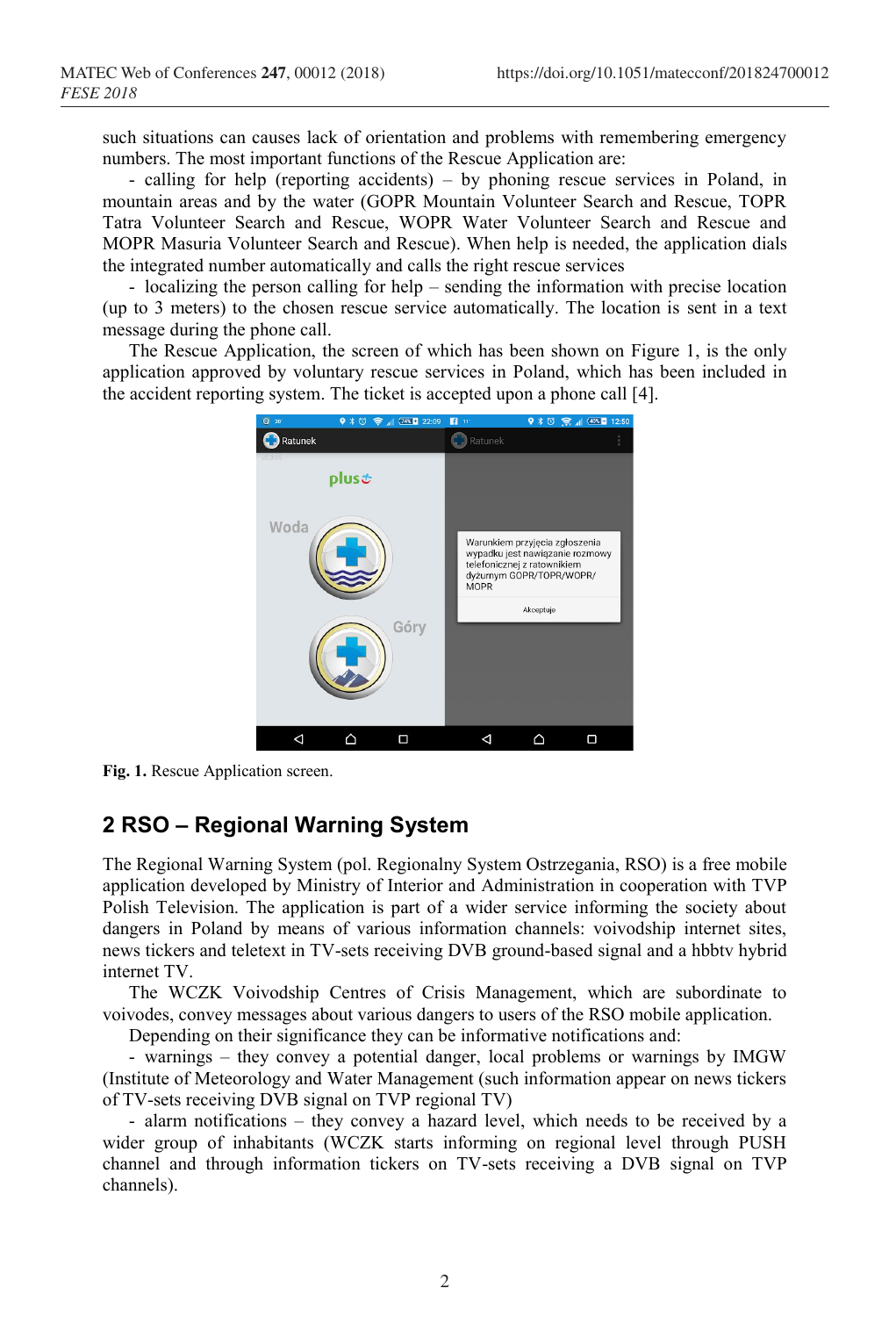such situations can causes lack of orientation and problems with remembering emergency numbers. The most important functions of the Rescue Application are:

- calling for help (reporting accidents) – by phoning rescue services in Poland, in mountain areas and by the water (GOPR Mountain Volunteer Search and Rescue, TOPR Tatra Volunteer Search and Rescue, WOPR Water Volunteer Search and Rescue and MOPR Masuria Volunteer Search and Rescue). When help is needed, the application dials the integrated number automatically and calls the right rescue services
- localizing the person calling for help – sending the information with precise location (up to 3 meters) to the chosen rescue service automatically. The location is sent in a text message during the phone call.

The Rescue Application, the screen of which has been shown on Figure 1, is the only application approved by voluntary rescue services in Poland, which has been included in the accident reporting system. The ticket is accepted upon a phone call [4].

**Fig. 1.** Rescue Application screen.

## 2 RSO – Regional Warning System

The Regional Warning System (pol. Regionalny System Ostrzegania, RSO) is a free mobile application developed by Ministry of Interior and Administration in cooperation with TVP Polish Television. The application is part of a wider service informing the society about dangers in Poland by means of various information channels: voivodship internet sites, news tickers and teletext in TV-sets receiving DVB ground-based signal and a hbbtv hybrid internet TV.

The WCZK Voivodship Centres of Crisis Management, which are subordinate to voivodes, convey messages about various dangers to users of the RSO mobile application.

Depending on their significance they can be informative notifications and:

- warnings – they convey a potential danger, local problems or warnings by IMGW (Institute of Meteorology and Water Management (such information appear on news tickers of TV-sets receiving DVB signal on TVP regional TV)
- alarm notifications – they convey a hazard level, which needs to be received by a wider group of inhabitants (WCZK starts informing on regional level through PUSH channel and through information tickers on TV-sets receiving a DVB signal on TVP channels).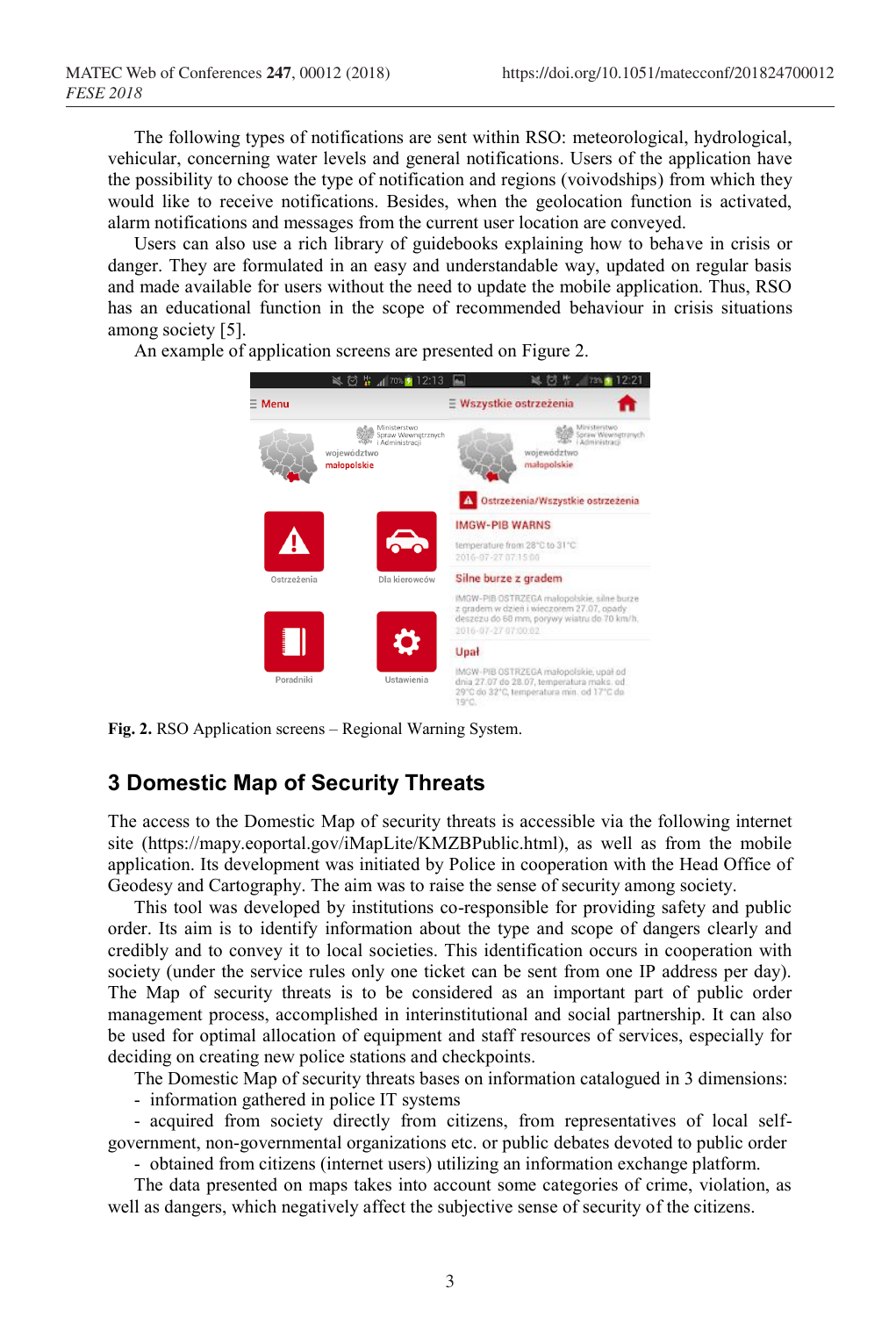The following types of notifications are sent within RSO: meteorological, hydrological, vehicular, concerning water levels and general notifications. Users of the application have the possibility to choose the type of notification and regions (voivodships) from which they would like to receive notifications. Besides, when the geolocation function is activated, alarm notifications and messages from the current user location are conveyed.

Users can also use a rich library of guidebooks explaining how to behave in crisis or danger. They are formulated in an easy and understandable way, updated on regular basis and made available for users without the need to update the mobile application. Thus, RSO has an educational function in the scope of recommended behaviour in crisis situations among society [5].

An example of application screens are presented on Figure 2.

**Fig. 2.** RSO Application screens – Regional Warning System.

## 3 Domestic Map of Security Threats

The access to the Domestic Map of security threats is accessible via the following internet site (https://mapy.eoportal.gov/iMapLite/KMZBPublic.html), as well as from the mobile application. Its development was initiated by Police in cooperation with the Head Office of Geodesy and Cartography. The aim was to raise the sense of security among society.

This tool was developed by institutions co-responsible for providing safety and public order. Its aim is to identify information about the type and scope of dangers clearly and credibly and to convey it to local societies. This identification occurs in cooperation with society (under the service rules only one ticket can be sent from one IP address per day). The Map of security threats is to be considered as an important part of public order management process, accomplished in interinstitutional and social partnership. It can also be used for optimal allocation of equipment and staff resources of services, especially for deciding on creating new police stations and checkpoints.

The Domestic Map of security threats bases on information catalogued in 3 dimensions:

- information gathered in police IT systems
- acquired from society directly from citizens, from representatives of local self-government, non-governmental organizations etc. or public debates devoted to public order
- obtained from citizens (internet users) utilizing an information exchange platform.

The data presented on maps takes into account some categories of crime, violation, as well as dangers, which negatively affect the subjective sense of security of the citizens.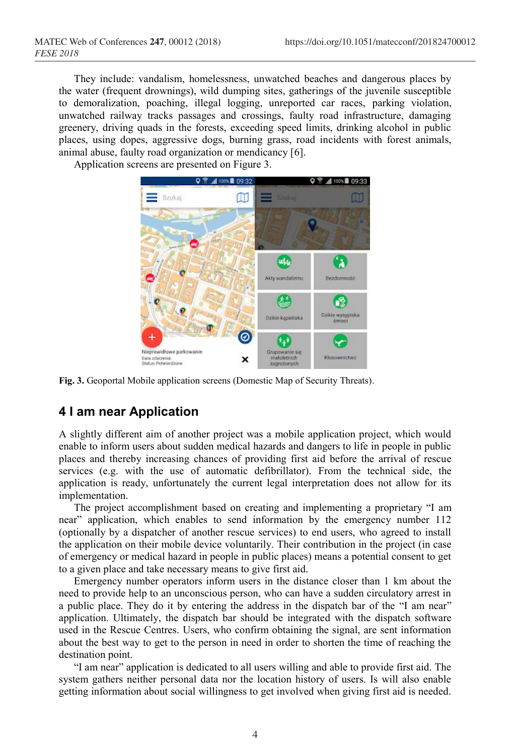They include: vandalism, homelessness, unwatched beaches and dangerous places by the water (frequent drownings), wild dumping sites, gatherings of the juvenile susceptible to demoralization, poaching, illegal logging, unreported car races, parking violation, unwatched railway tracks passages and crossings, faulty road infrastructure, damaging greenery, driving quads in the forests, exceeding speed limits, drinking alcohol in public places, using dopes, aggressive dogs, burning grass, road incidents with forest animals, animal abuse, faulty road organization or mendicancy [6].

Application screens are presented on Figure 3.

**Fig. 3.** Geoportal Mobile application screens (Domestic Map of Security Threats).

## 4 I am near Application

A slightly different aim of another project was a mobile application project, which would enable to inform users about sudden medical hazards and dangers to life in people in public places and thereby increasing chances of providing first aid before the arrival of rescue services (e.g. with the use of automatic defibrillator). From the technical side, the application is ready, unfortunately the current legal interpretation does not allow for its implementation.

The project accomplishment based on creating and implementing a proprietary "I am near" application, which enables to send information by the emergency number 112 (optionally by a dispatcher of another rescue services) to end users, who agreed to install the application on their mobile device voluntarily. Their contribution in the project (in case of emergency or medical hazard in people in public places) means a potential consent to get to a given place and take necessary means to give first aid.

Emergency number operators inform users in the distance closer than 1 km about the need to provide help to an unconscious person, who can have a sudden circulatory arrest in a public place. They do it by entering the address in the dispatch bar of the "I am near" application. Ultimately, the dispatch bar should be integrated with the dispatch software used in the Rescue Centres. Users, who confirm obtaining the signal, are sent information about the best way to get to the person in need in order to shorten the time of reaching the destination point.

"I am near" application is dedicated to all users willing and able to provide first aid. The system gathers neither personal data nor the location history of users. Is will also enable getting information about social willingness to get involved when giving first aid is needed.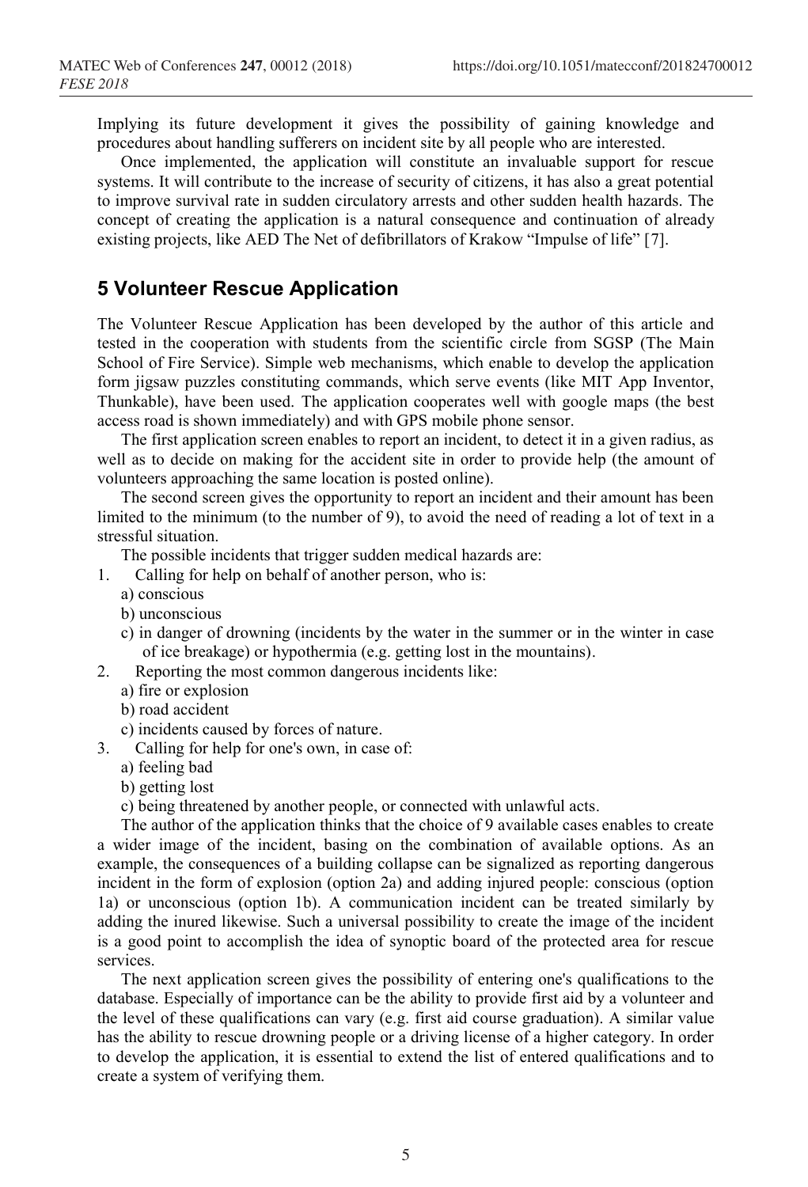Implying its future development it gives the possibility of gaining knowledge and procedures about handling sufferers on incident site by all people who are interested.

Once implemented, the application will constitute an invaluable support for rescue systems. It will contribute to the increase of security of citizens, it has also a great potential to improve survival rate in sudden circulatory arrests and other sudden health hazards. The concept of creating the application is a natural consequence and continuation of already existing projects, like AED The Net of defibrillators of Krakow "Impulse of life" [7].

## 5 Volunteer Rescue Application

The Volunteer Rescue Application has been developed by the author of this article and tested in the cooperation with students from the scientific circle from SGSP (The Main School of Fire Service). Simple web mechanisms, which enable to develop the application form jigsaw puzzles constituting commands, which serve events (like MIT App Inventor, Thunkable), have been used. The application cooperates well with google maps (the best access road is shown immediately) and with GPS mobile phone sensor.

The first application screen enables to report an incident, to detect it in a given radius, as well as to decide on making for the accident site in order to provide help (the amount of volunteers approaching the same location is posted online).

The second screen gives the opportunity to report an incident and their amount has been limited to the minimum (to the number of 9), to avoid the need of reading a lot of text in a stressful situation.

The possible incidents that trigger sudden medical hazards are:

1. Calling for help on behalf of another person, who is:
   a) conscious
   b) unconscious
   c) in danger of drowning (incidents by the water in the summer or in the winter in case of ice breakage) or hypothermia (e.g. getting lost in the mountains).
2. Reporting the most common dangerous incidents like:
   a) fire or explosion
   b) road accident
   c) incidents caused by forces of nature.
3. Calling for help for one's own, in case of:
   a) feeling bad
   b) getting lost
   c) being threatened by another people, or connected with unlawful acts.

The author of the application thinks that the choice of 9 available cases enables to create a wider image of the incident, basing on the combination of available options. As an example, the consequences of a building collapse can be signalized as reporting dangerous incident in the form of explosion (option 2a) and adding injured people: conscious (option 1a) or unconscious (option 1b). A communication incident can be treated similarly by adding the inured likewise. Such a universal possibility to create the image of the incident is a good point to accomplish the idea of synoptic board of the protected area for rescue services.

The next application screen gives the possibility of entering one's qualifications to the database. Especially of importance can be the ability to provide first aid by a volunteer and the level of these qualifications can vary (e.g. first aid course graduation). A similar value has the ability to rescue drowning people or a driving license of a higher category. In order to develop the application, it is essential to extend the list of entered qualifications and to create a system of verifying them.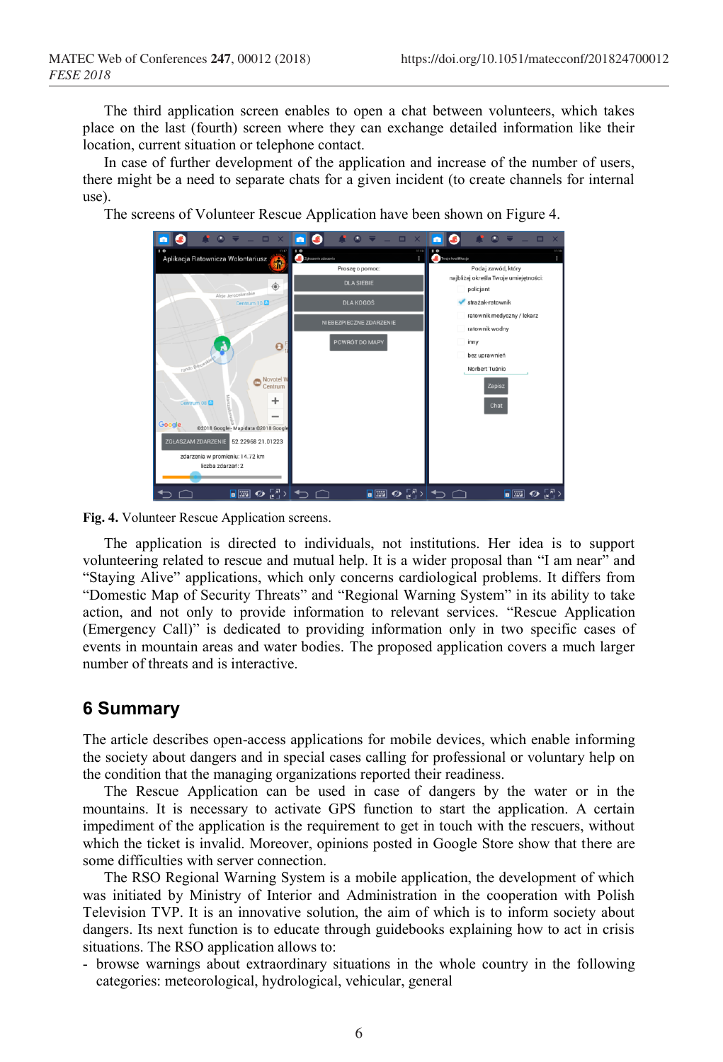The third application screen enables to open a chat between volunteers, which takes place on the last (fourth) screen where they can exchange detailed information like their location, current situation or telephone contact.

In case of further development of the application and increase of the number of users, there might be a need to separate chats for a given incident (to create channels for internal use).

The screens of Volunteer Rescue Application have been shown on Figure 4.

**Fig. 4.** Volunteer Rescue Application screens.

The application is directed to individuals, not institutions. Her idea is to support volunteering related to rescue and mutual help. It is a wider proposal than "I am near" and "Staying Alive" applications, which only concerns cardiological problems. It differs from "Domestic Map of Security Threats" and "Regional Warning System" in its ability to take action, and not only to provide information to relevant services. "Rescue Application (Emergency Call)" is dedicated to providing information only in two specific cases of events in mountain areas and water bodies. The proposed application covers a much larger number of threats and is interactive.

## 6 Summary

The article describes open-access applications for mobile devices, which enable informing the society about dangers and in special cases calling for professional or voluntary help on the condition that the managing organizations reported their readiness.

The Rescue Application can be used in case of dangers by the water or in the mountains. It is necessary to activate GPS function to start the application. A certain impediment of the application is the requirement to get in touch with the rescuers, without which the ticket is invalid. Moreover, opinions posted in Google Store show that there are some difficulties with server connection.

The RSO Regional Warning System is a mobile application, the development of which was initiated by Ministry of Interior and Administration in the cooperation with Polish Television TVP. It is an innovative solution, the aim of which is to inform society about dangers. Its next function is to educate through guidebooks explaining how to act in crisis situations. The RSO application allows to:

- browse warnings about extraordinary situations in the whole country in the following categories: meteorological, hydrological, vehicular, general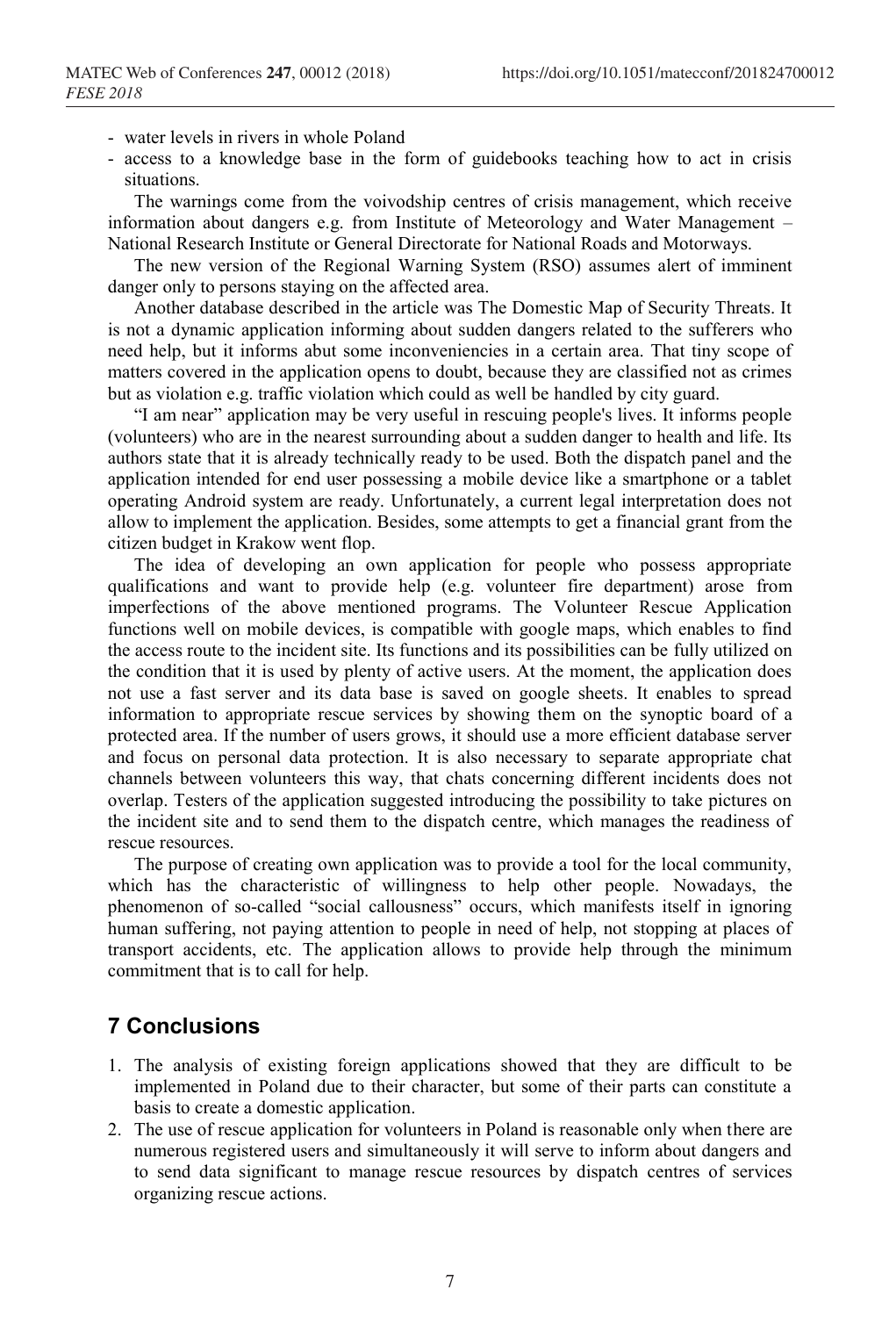- water levels in rivers in whole Poland
- access to a knowledge base in the form of guidebooks teaching how to act in crisis situations.

The warnings come from the voivodship centres of crisis management, which receive information about dangers e.g. from Institute of Meteorology and Water Management – National Research Institute or General Directorate for National Roads and Motorways.

The new version of the Regional Warning System (RSO) assumes alert of imminent danger only to persons staying on the affected area.

Another database described in the article was The Domestic Map of Security Threats. It is not a dynamic application informing about sudden dangers related to the sufferers who need help, but it informs abut some inconveniencies in a certain area. That tiny scope of matters covered in the application opens to doubt, because they are classified not as crimes but as violation e.g. traffic violation which could as well be handled by city guard.

"I am near" application may be very useful in rescuing people's lives. It informs people (volunteers) who are in the nearest surrounding about a sudden danger to health and life. Its authors state that it is already technically ready to be used. Both the dispatch panel and the application intended for end user possessing a mobile device like a smartphone or a tablet operating Android system are ready. Unfortunately, a current legal interpretation does not allow to implement the application. Besides, some attempts to get a financial grant from the citizen budget in Krakow went flop.

The idea of developing an own application for people who possess appropriate qualifications and want to provide help (e.g. volunteer fire department) arose from imperfections of the above mentioned programs. The Volunteer Rescue Application functions well on mobile devices, is compatible with google maps, which enables to find the access route to the incident site. Its functions and its possibilities can be fully utilized on the condition that it is used by plenty of active users. At the moment, the application does not use a fast server and its data base is saved on google sheets. It enables to spread information to appropriate rescue services by showing them on the synoptic board of a protected area. If the number of users grows, it should use a more efficient database server and focus on personal data protection. It is also necessary to separate appropriate chat channels between volunteers this way, that chats concerning different incidents does not overlap. Testers of the application suggested introducing the possibility to take pictures on the incident site and to send them to the dispatch centre, which manages the readiness of rescue resources.

The purpose of creating own application was to provide a tool for the local community, which has the characteristic of willingness to help other people. Nowadays, the phenomenon of so-called "social callousness" occurs, which manifests itself in ignoring human suffering, not paying attention to people in need of help, not stopping at places of transport accidents, etc. The application allows to provide help through the minimum commitment that is to call for help.

## 7 Conclusions

1. The analysis of existing foreign applications showed that they are difficult to be implemented in Poland due to their character, but some of their parts can constitute a basis to create a domestic application.
2. The use of rescue application for volunteers in Poland is reasonable only when there are numerous registered users and simultaneously it will serve to inform about dangers and to send data significant to manage rescue resources by dispatch centres of services organizing rescue actions.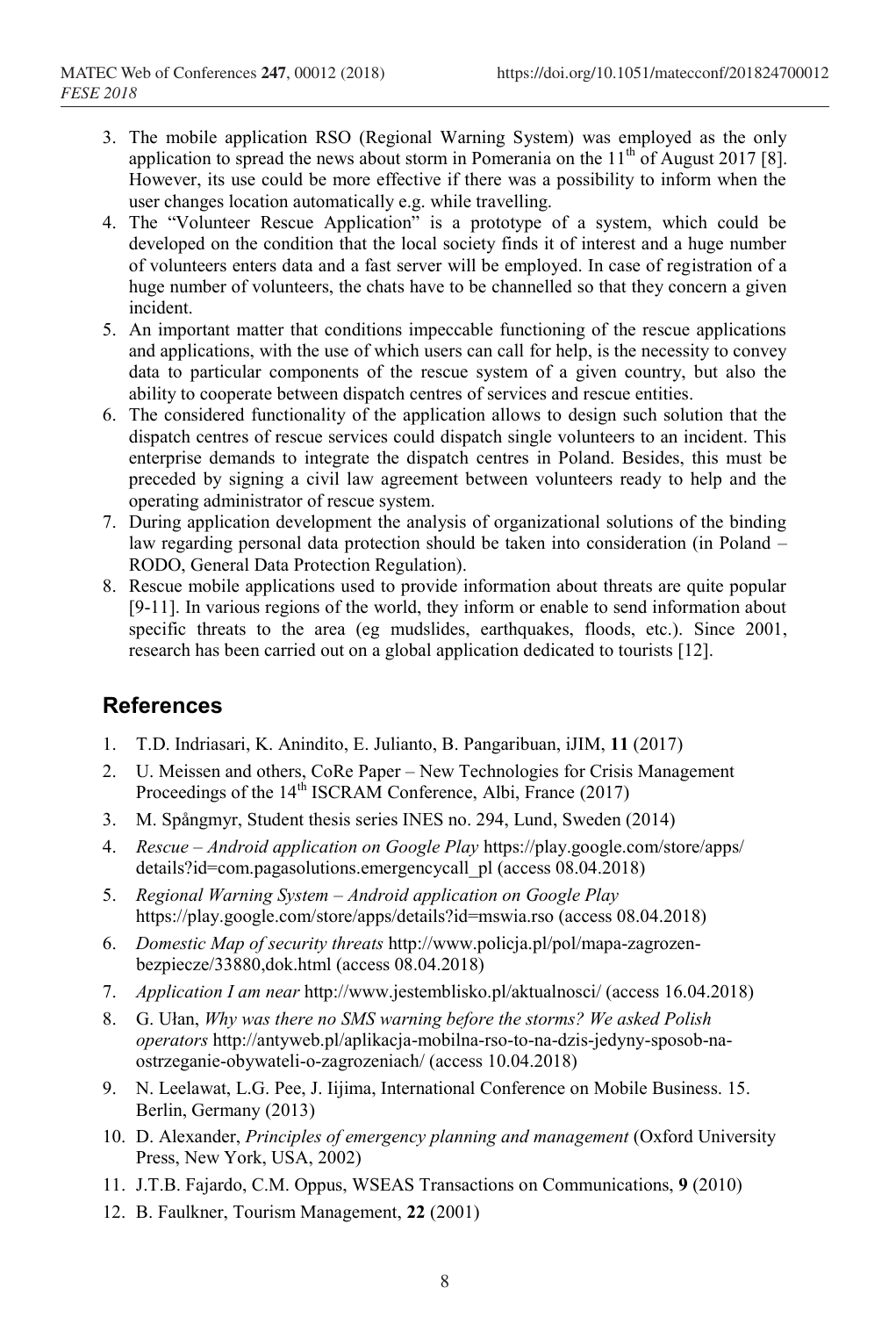3. The mobile application RSO (Regional Warning System) was employed as the only application to spread the news about storm in Pomerania on the 11th of August 2017 [8]. However, its use could be more effective if there was a possibility to inform when the user changes location automatically e.g. while travelling.
4. The "Volunteer Rescue Application" is a prototype of a system, which could be developed on the condition that the local society finds it of interest and a huge number of volunteers enters data and a fast server will be employed. In case of registration of a huge number of volunteers, the chats have to be channelled so that they concern a given incident.
5. An important matter that conditions impeccable functioning of the rescue applications and applications, with the use of which users can call for help, is the necessity to convey data to particular components of the rescue system of a given country, but also the ability to cooperate between dispatch centres of services and rescue entities.
6. The considered functionality of the application allows to design such solution that the dispatch centres of rescue services could dispatch single volunteers to an incident. This enterprise demands to integrate the dispatch centres in Poland. Besides, this must be preceded by signing a civil law agreement between volunteers ready to help and the operating administrator of rescue system.
7. During application development the analysis of organizational solutions of the binding law regarding personal data protection should be taken into consideration (in Poland – RODO, General Data Protection Regulation).
8. Rescue mobile applications used to provide information about threats are quite popular [9-11]. In various regions of the world, they inform or enable to send information about specific threats to the area (eg mudslides, earthquakes, floods, etc.). Since 2001, research has been carried out on a global application dedicated to tourists [12].

## References

1. T.D. Indriasari, K. Anindito, E. Julianto, B. Pangaribuan, iJIM, **11** (2017)
2. U. Meissen and others, CoRe Paper – New Technologies for Crisis Management Proceedings of the 14th ISCRAM Conference, Albi, France (2017)
3. M. Spångmyr, Student thesis series INES no. 294, Lund, Sweden (2014)
4. *Rescue – Android application on Google Play* https://play.google.com/store/apps/details?id=com.pagasolutions.emergencycall_pl (access 08.04.2018)
5. *Regional Warning System – Android application on Google Play* https://play.google.com/store/apps/details?id=mswia.rso (access 08.04.2018)
6. *Domestic Map of security threats* http://www.policja.pl/pol/mapa-zagrozen-bezpiecze/33880,dok.html (access 08.04.2018)
7. *Application I am near* http://www.jestemblisko.pl/aktualnosci/ (access 16.04.2018)
8. G. Ułan, *Why was there no SMS warning before the storms? We asked Polish operators* http://antyweb.pl/aplikacja-mobilna-rso-to-na-dzis-jedyny-sposob-na-ostrzeganie-obywateli-o-zagrozeniach/ (access 10.04.2018)
9. N. Leelawat, L.G. Pee, J. Iijima, International Conference on Mobile Business. 15. Berlin, Germany (2013)
10. D. Alexander, *Principles of emergency planning and management* (Oxford University Press, New York, USA, 2002)
11. J.T.B. Fajardo, C.M. Oppus, WSEAS Transactions on Communications, **9** (2010)
12. B. Faulkner, Tourism Management, **22** (2001)